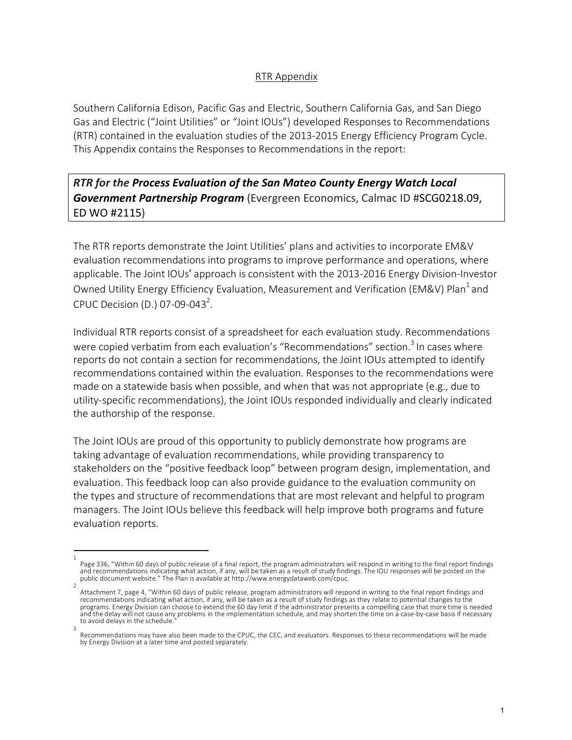RTR Appendix

Southern California Edison, Pacific Gas and Electric, Southern California Gas, and San Diego Gas and Electric ("Joint Utilities" or "Joint IOUs") developed Responses to Recommendations (RTR) contained in the evaluation studies of the 2013-2015 Energy Efficiency Program Cycle. This Appendix contains the Responses to Recommendations in the report:

***RTR for the* Process Evaluation of the San Mateo County Energy Watch Local Government Partnership Program** (Evergreen Economics, Calmac ID #SCG0218.09, ED WO #2115)

The RTR reports demonstrate the Joint Utilities' plans and activities to incorporate EM&V evaluation recommendations into programs to improve performance and operations, where applicable. The Joint IOUs' approach is consistent with the 2013-2016 Energy Division-Investor Owned Utility Energy Efficiency Evaluation, Measurement and Verification (EM&V) Plan[1] and CPUC Decision (D.) 07-09-043[2].

Individual RTR reports consist of a spreadsheet for each evaluation study. Recommendations were copied verbatim from each evaluation's "Recommendations" section.[3] In cases where reports do not contain a section for recommendations, the Joint IOUs attempted to identify recommendations contained within the evaluation. Responses to the recommendations were made on a statewide basis when possible, and when that was not appropriate (e.g., due to utility-specific recommendations), the Joint IOUs responded individually and clearly indicated the authorship of the response.

The Joint IOUs are proud of this opportunity to publicly demonstrate how programs are taking advantage of evaluation recommendations, while providing transparency to stakeholders on the "positive feedback loop" between program design, implementation, and evaluation. This feedback loop can also provide guidance to the evaluation community on the types and structure of recommendations that are most relevant and helpful to program managers. The Joint IOUs believe this feedback will help improve both programs and future evaluation reports.

---

[1] Page 336, "Within 60 days of public release of a final report, the program administrators will respond in writing to the final report findings and recommendations indicating what action, if any, will be taken as a result of study findings. The IOU responses will be posted on the public document website." The Plan is available at http://www.energydataweb.com/cpuc.

[2] Attachment 7, page 4, "Within 60 days of public release, program administrators will respond in writing to the final report findings and recommendations indicating what action, if any, will be taken as a result of study findings as they relate to potential changes to the programs. Energy Division can choose to extend the 60 day limit if the administrator presents a compelling case that more time is needed and the delay will not cause any problems in the implementation schedule, and may shorten the time on a case-by-case basis if necessary to avoid delays in the schedule."

[3] Recommendations may have also been made to the CPUC, the CEC, and evaluators. Responses to these recommendations will be made by Energy Division at a later time and posted separately.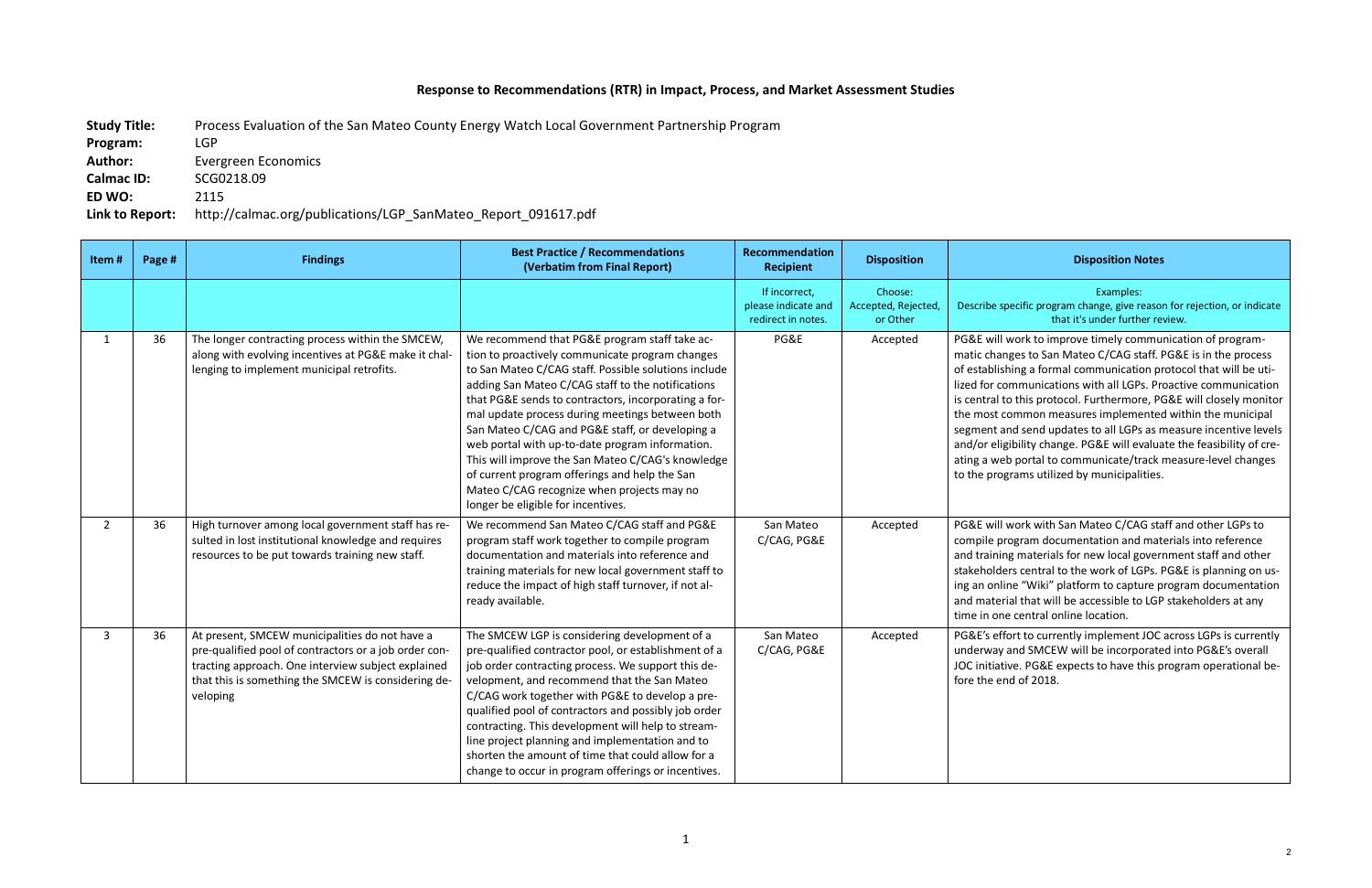## Response to Recommendations (RTR) in Impact, Process, and Market Assessment Studies

**Study Title:** Process Evaluation of the San Mateo County Energy Watch Local Government Partnership Program
**Program:** LGP
**Author:** Evergreen Economics
**Calmac ID:** SCG0218.09
**ED WO:** 2115
**Link to Report:** http://calmac.org/publications/LGP_SanMateo_Report_091617.pdf

| Item # | Page # | Findings | Best Practice / Recommendations (Verbatim from Final Report) | Recommendation Recipient | Disposition | Disposition Notes |
|---|---|---|---|---|---|---|
| | | | | If incorrect, please indicate and redirect in notes. | Choose: Accepted, Rejected, or Other | Examples: Describe specific program change, give reason for rejection, or indicate that it's under further review. |
| 1 | 36 | The longer contracting process within the SMCEW, along with evolving incentives at PG&E make it challenging to implement municipal retrofits. | We recommend that PG&E program staff take action to proactively communicate program changes to San Mateo C/CAG staff. Possible solutions include adding San Mateo C/CAG staff to the notifications that PG&E sends to contractors, incorporating a formal update process during meetings between both San Mateo C/CAG and PG&E staff, or developing a web portal with up-to-date program information. This will improve the San Mateo C/CAG's knowledge of current program offerings and help the San Mateo C/CAG recognize when projects may no longer be eligible for incentives. | PG&E | Accepted | PG&E will work to improve timely communication of programmatic changes to San Mateo C/CAG staff. PG&E is in the process of establishing a formal communication protocol that will be utilized for communications with all LGPs. Proactive communication is central to this protocol. Furthermore, PG&E will closely monitor the most common measures implemented within the municipal segment and send updates to all LGPs as measure incentive levels and/or eligibility change. PG&E will evaluate the feasibility of creating a web portal to communicate/track measure-level changes to the programs utilized by municipalities. |
| 2 | 36 | High turnover among local government staff has resulted in lost institutional knowledge and requires resources to be put towards training new staff. | We recommend San Mateo C/CAG staff and PG&E program staff work together to compile program documentation and materials into reference and training materials for new local government staff to reduce the impact of high staff turnover, if not already available. | San Mateo C/CAG, PG&E | Accepted | PG&E will work with San Mateo C/CAG staff and other LGPs to compile program documentation and materials into reference and training materials for new local government staff and other stakeholders central to the work of LGPs. PG&E is planning on using an online "Wiki" platform to capture program documentation and material that will be accessible to LGP stakeholders at any time in one central online location. |
| 3 | 36 | At present, SMCEW municipalities do not have a pre-qualified pool of contractors or a job order contracting approach. One interview subject explained that this is something the SMCEW is considering developing | The SMCEW LGP is considering development of a pre-qualified contractor pool, or establishment of a job order contracting process. We support this development, and recommend that the San Mateo C/CAG work together with PG&E to develop a pre-qualified pool of contractors and possibly job order contracting. This development will help to streamline project planning and implementation and to shorten the amount of time that could allow for a change to occur in program offerings or incentives. | San Mateo C/CAG, PG&E | Accepted | PG&E's effort to currently implement JOC across LGPs is currently underway and SMCEW will be incorporated into PG&E's overall JOC initiative. PG&E expects to have this program operational before the end of 2018. |